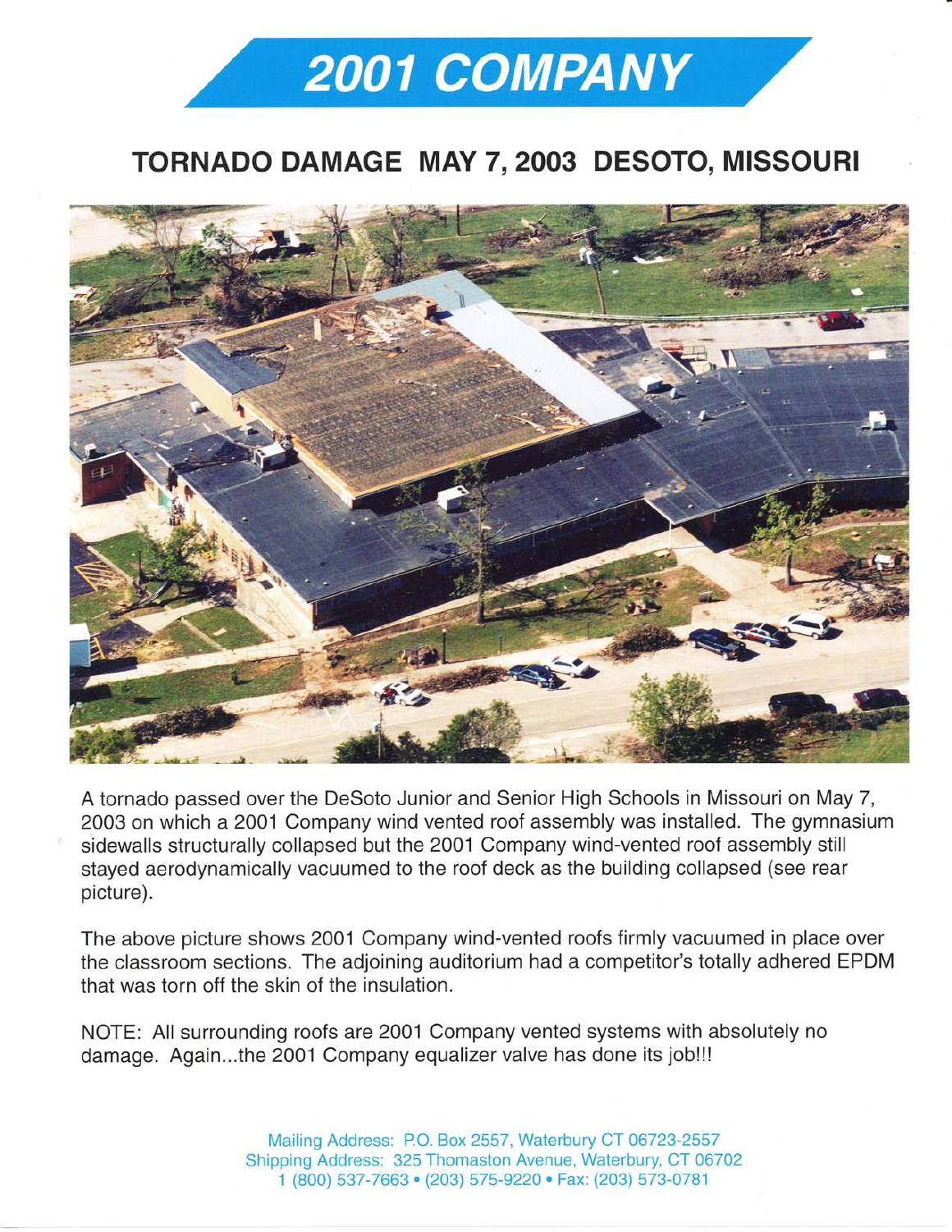# 2001 COMPANY

## TORNADO DAMAGE MAY 7, 2003 DESOTO, MISSOURI

A tornado passed over the DeSoto Junior and Senior High Schools in Missouri on May 7, 2003 on which a 2001 Company wind vented roof assembly was installed. The gymnasium sidewalls structurally collapsed but the 2001 Company wind-vented roof assembly still stayed aerodynamically vacuumed to the roof deck as the building collapsed (see rear picture).

The above picture shows 2001 Company wind-vented roofs firmly vacuumed in place over the classroom sections. The adjoining auditorium had a competitor's totally adhered EPDM that was torn off the skin of the insulation.

NOTE: All surrounding roofs are 2001 Company vented systems with absolutely no damage. Again...the 2001 Company equalizer valve has done its job!!!

Mailing Address: P.O. Box 2557, Waterbury CT 06723-2557
Shipping Address: 325 Thomaston Avenue, Waterbury, CT 06702
1 (800) 537-7663 • (203) 575-9220 • Fax: (203) 573-0781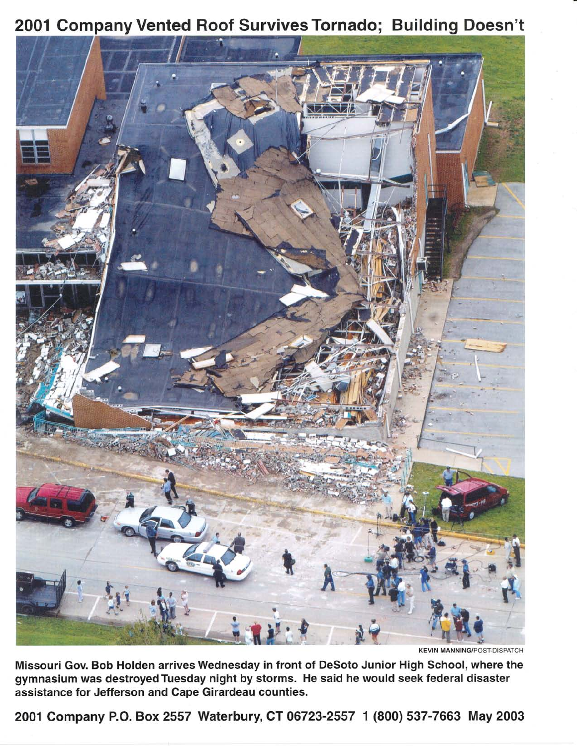# 2001 Company Vented Roof Survives Tornado; Building Doesn't

KEVIN MANNING/POST-DISPATCH

**Missouri Gov. Bob Holden arrives Wednesday in front of DeSoto Junior High School, where the gymnasium was destroyed Tuesday night by storms. He said he would seek federal disaster assistance for Jefferson and Cape Girardeau counties.**

**2001 Company P.O. Box 2557 Waterbury, CT 06723-2557 1 (800) 537-7663 May 2003**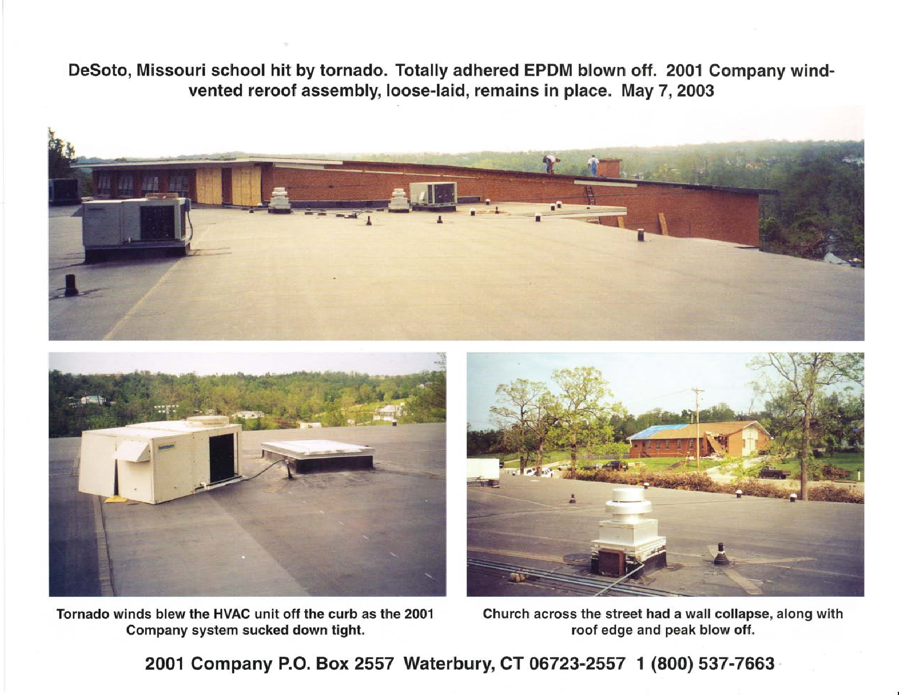**DeSoto, Missouri school hit by tornado. Totally adhered EPDM blown off. 2001 Company wind-vented reroof assembly, loose-laid, remains in place. May 7, 2003**

Tornado winds blew the HVAC unit off the curb as the 2001 Company system sucked down tight.

Church across the street had a wall collapse, along with roof edge and peak blow off.

**2001 Company P.O. Box 2557 Waterbury, CT 06723-2557 1 (800) 537-7663**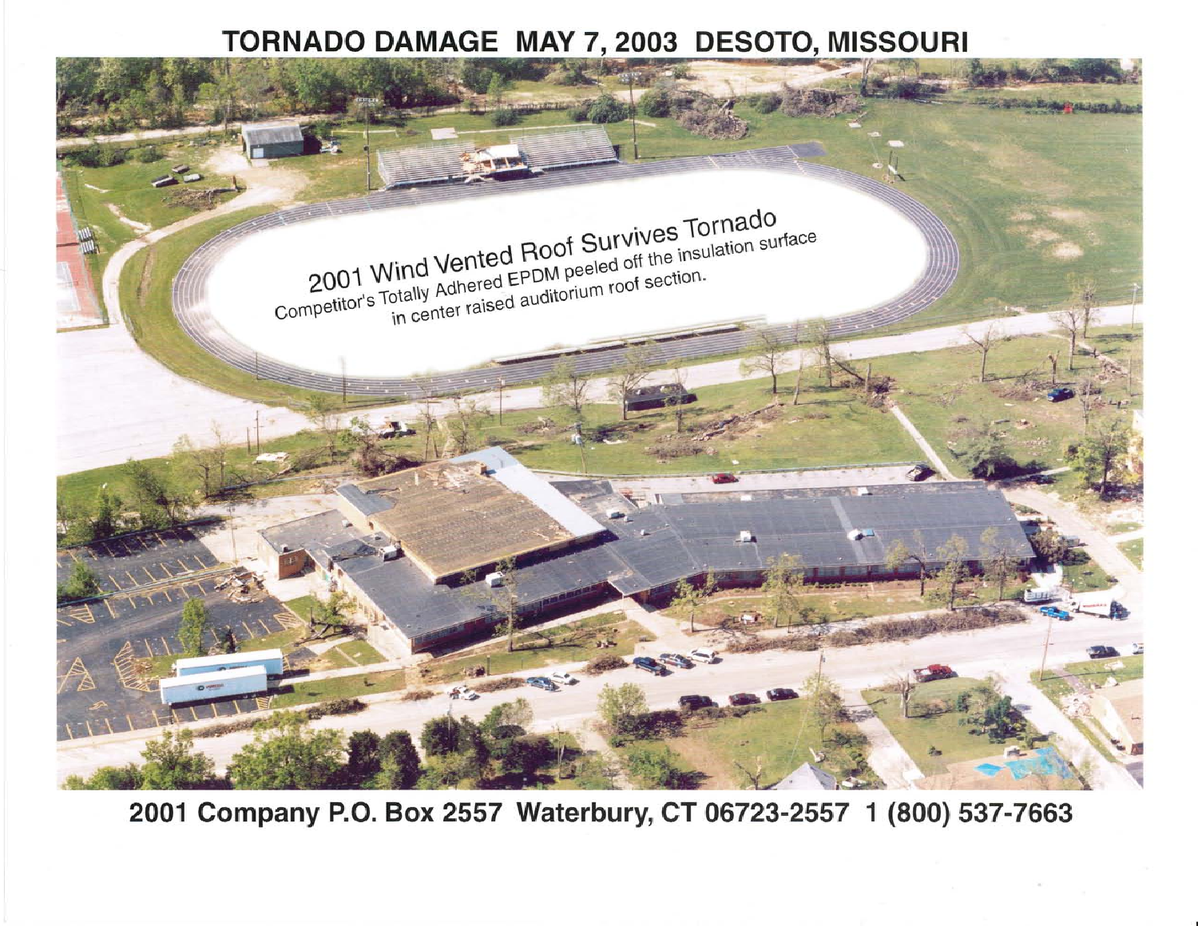# TORNADO DAMAGE MAY 7, 2003 DESOTO, MISSOURI

2001 Wind Vented Roof Survives Tornado

Competitor's Totally Adhered EPDM peeled off the insulation surface in center raised auditorium roof section.

**2001 Company P.O. Box 2557 Waterbury, CT 06723-2557 1 (800) 537-7663**